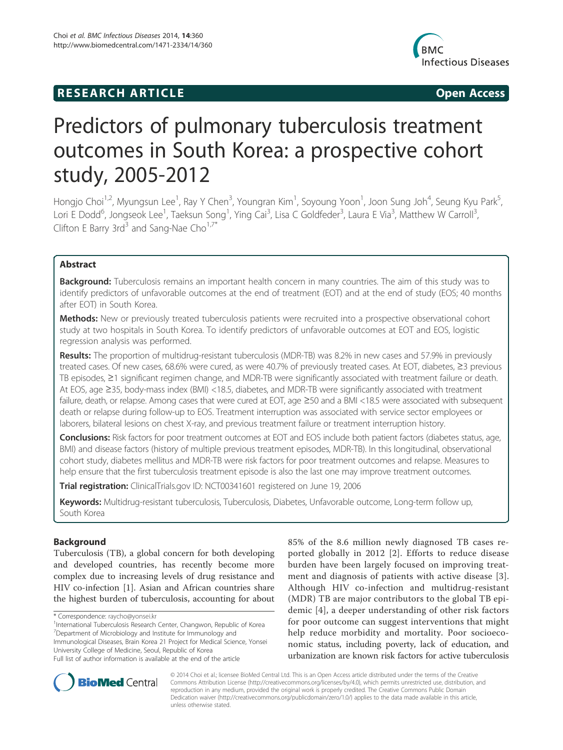RESEARCH ARTICLE

Open Access

# Predictors of pulmonary tuberculosis treatment outcomes in South Korea: a prospective cohort study, 2005-2012

Hongjo Choi[1,2], Myungsun Lee[1], Ray Y Chen[3], Youngran Kim[1], Soyoung Yoon[1], Joon Sung Joh[4], Seung Kyu Park[5], Lori E Dodd[6], Jongseok Lee[1], Taeksun Song[1], Ying Cai[3], Lisa C Goldfeder[3], Laura E Via[3], Matthew W Carroll[3], Clifton E Barry 3rd[3] and Sang-Nae Cho[1,7*]

## Abstract

**Background:** Tuberculosis remains an important health concern in many countries. The aim of this study was to identify predictors of unfavorable outcomes at the end of treatment (EOT) and at the end of study (EOS; 40 months after EOT) in South Korea.

**Methods:** New or previously treated tuberculosis patients were recruited into a prospective observational cohort study at two hospitals in South Korea. To identify predictors of unfavorable outcomes at EOT and EOS, logistic regression analysis was performed.

**Results:** The proportion of multidrug-resistant tuberculosis (MDR-TB) was 8.2% in new cases and 57.9% in previously treated cases. Of new cases, 68.6% were cured, as were 40.7% of previously treated cases. At EOT, diabetes, ≥3 previous TB episodes, ≥1 significant regimen change, and MDR-TB were significantly associated with treatment failure or death. At EOS, age ≥35, body-mass index (BMI) <18.5, diabetes, and MDR-TB were significantly associated with treatment failure, death, or relapse. Among cases that were cured at EOT, age ≥50 and a BMI <18.5 were associated with subsequent death or relapse during follow-up to EOS. Treatment interruption was associated with service sector employees or laborers, bilateral lesions on chest X-ray, and previous treatment failure or treatment interruption history.

**Conclusions:** Risk factors for poor treatment outcomes at EOT and EOS include both patient factors (diabetes status, age, BMI) and disease factors (history of multiple previous treatment episodes, MDR-TB). In this longitudinal, observational cohort study, diabetes mellitus and MDR-TB were risk factors for poor treatment outcomes and relapse. Measures to help ensure that the first tuberculosis treatment episode is also the last one may improve treatment outcomes.

**Trial registration:** ClinicalTrials.gov ID: NCT00341601 registered on June 19, 2006

**Keywords:** Multidrug-resistant tuberculosis, Tuberculosis, Diabetes, Unfavorable outcome, Long-term follow up, South Korea

## Background

Tuberculosis (TB), a global concern for both developing and developed countries, has recently become more complex due to increasing levels of drug resistance and HIV co-infection [1]. Asian and African countries share the highest burden of tuberculosis, accounting for about 85% of the 8.6 million newly diagnosed TB cases reported globally in 2012 [2]. Efforts to reduce disease burden have been largely focused on improving treatment and diagnosis of patients with active disease [3]. Although HIV co-infection and multidrug-resistant (MDR) TB are major contributors to the global TB epidemic [4], a deeper understanding of other risk factors for poor outcome can suggest interventions that might help reduce morbidity and mortality. Poor socioeconomic status, including poverty, lack of education, and urbanization are known risk factors for active tuberculosis

\* Correspondence: raycho@yonsei.kr
[1]International Tuberculosis Research Center, Changwon, Republic of Korea
[7]Department of Microbiology and Institute for Immunology and Immunological Diseases, Brain Korea 21 Project for Medical Science, Yonsei University College of Medicine, Seoul, Republic of Korea
Full list of author information is available at the end of the article

© 2014 Choi et al.; licensee BioMed Central Ltd. This is an Open Access article distributed under the terms of the Creative Commons Attribution License (http://creativecommons.org/licenses/by/4.0), which permits unrestricted use, distribution, and reproduction in any medium, provided the original work is properly credited. The Creative Commons Public Domain Dedication waiver (http://creativecommons.org/publicdomain/zero/1.0/) applies to the data made available in this article, unless otherwise stated.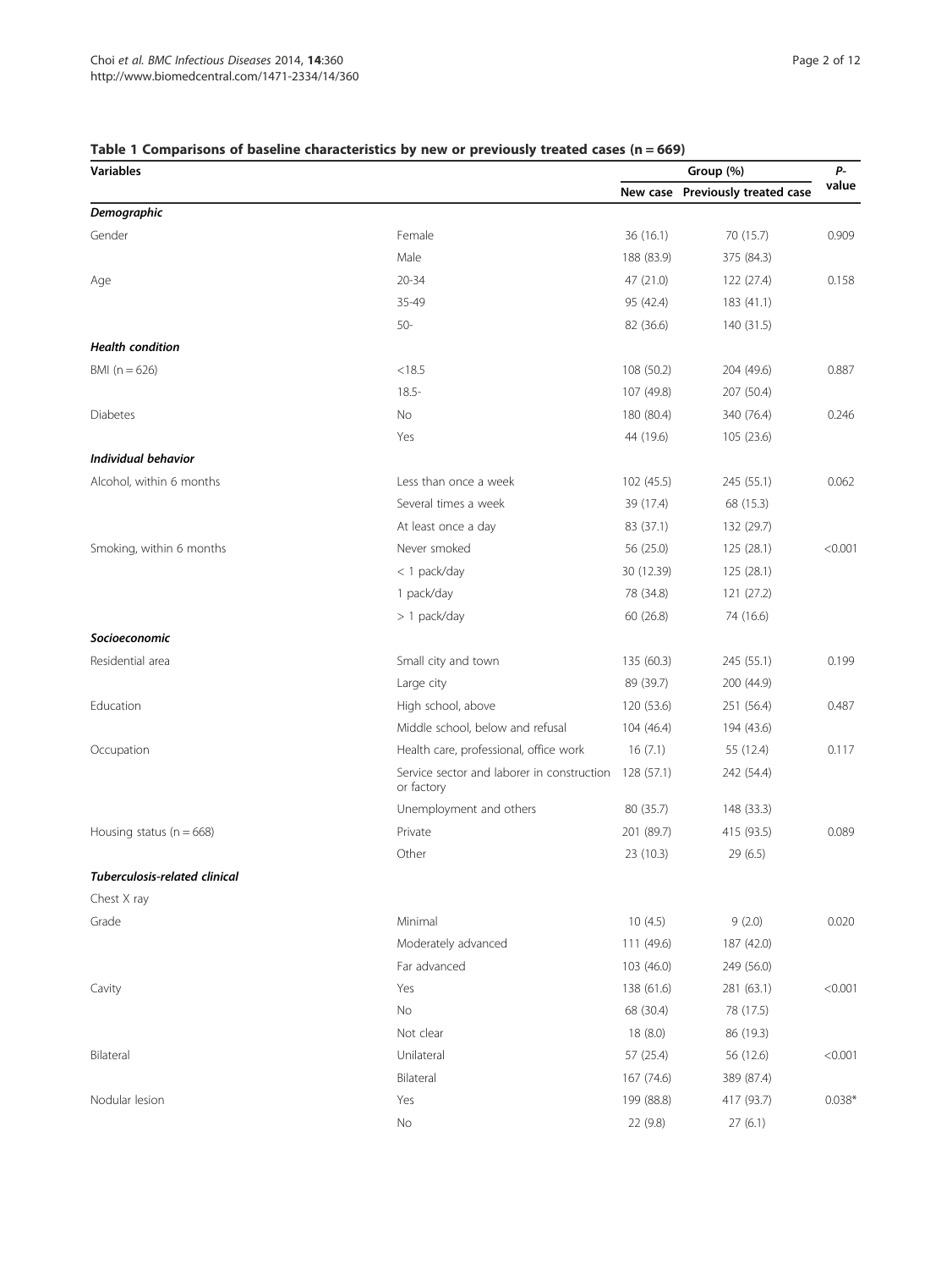**Table 1 Comparisons of baseline characteristics by new or previously treated cases (n = 669)**

| Variables | | Group (%) | | *P*-value |
|---|---|---|---|---|
| | | New case | Previously treated case | |
| ***Demographic*** | | | | |
| Gender | Female | 36 (16.1) | 70 (15.7) | 0.909 |
| | Male | 188 (83.9) | 375 (84.3) | |
| Age | 20-34 | 47 (21.0) | 122 (27.4) | 0.158 |
| | 35-49 | 95 (42.4) | 183 (41.1) | |
| | 50- | 82 (36.6) | 140 (31.5) | |
| ***Health condition*** | | | | |
| BMI (n = 626) | <18.5 | 108 (50.2) | 204 (49.6) | 0.887 |
| | 18.5- | 107 (49.8) | 207 (50.4) | |
| Diabetes | No | 180 (80.4) | 340 (76.4) | 0.246 |
| | Yes | 44 (19.6) | 105 (23.6) | |
| ***Individual behavior*** | | | | |
| Alcohol, within 6 months | Less than once a week | 102 (45.5) | 245 (55.1) | 0.062 |
| | Several times a week | 39 (17.4) | 68 (15.3) | |
| | At least once a day | 83 (37.1) | 132 (29.7) | |
| Smoking, within 6 months | Never smoked | 56 (25.0) | 125 (28.1) | <0.001 |
| | < 1 pack/day | 30 (12.39) | 125 (28.1) | |
| | 1 pack/day | 78 (34.8) | 121 (27.2) | |
| | > 1 pack/day | 60 (26.8) | 74 (16.6) | |
| ***Socioeconomic*** | | | | |
| Residential area | Small city and town | 135 (60.3) | 245 (55.1) | 0.199 |
| | Large city | 89 (39.7) | 200 (44.9) | |
| Education | High school, above | 120 (53.6) | 251 (56.4) | 0.487 |
| | Middle school, below and refusal | 104 (46.4) | 194 (43.6) | |
| Occupation | Health care, professional, office work | 16 (7.1) | 55 (12.4) | 0.117 |
| | Service sector and laborer in construction or factory | 128 (57.1) | 242 (54.4) | |
| | Unemployment and others | 80 (35.7) | 148 (33.3) | |
| Housing status (n = 668) | Private | 201 (89.7) | 415 (93.5) | 0.089 |
| | Other | 23 (10.3) | 29 (6.5) | |
| ***Tuberculosis-related clinical*** | | | | |
| Chest X ray | | | | |
| Grade | Minimal | 10 (4.5) | 9 (2.0) | 0.020 |
| | Moderately advanced | 111 (49.6) | 187 (42.0) | |
| | Far advanced | 103 (46.0) | 249 (56.0) | |
| Cavity | Yes | 138 (61.6) | 281 (63.1) | <0.001 |
| | No | 68 (30.4) | 78 (17.5) | |
| | Not clear | 18 (8.0) | 86 (19.3) | |
| Bilateral | Unilateral | 57 (25.4) | 56 (12.6) | <0.001 |
| | Bilateral | 167 (74.6) | 389 (87.4) | |
| Nodular lesion | Yes | 199 (88.8) | 417 (93.7) | 0.038* |
| | No | 22 (9.8) | 27 (6.1) | |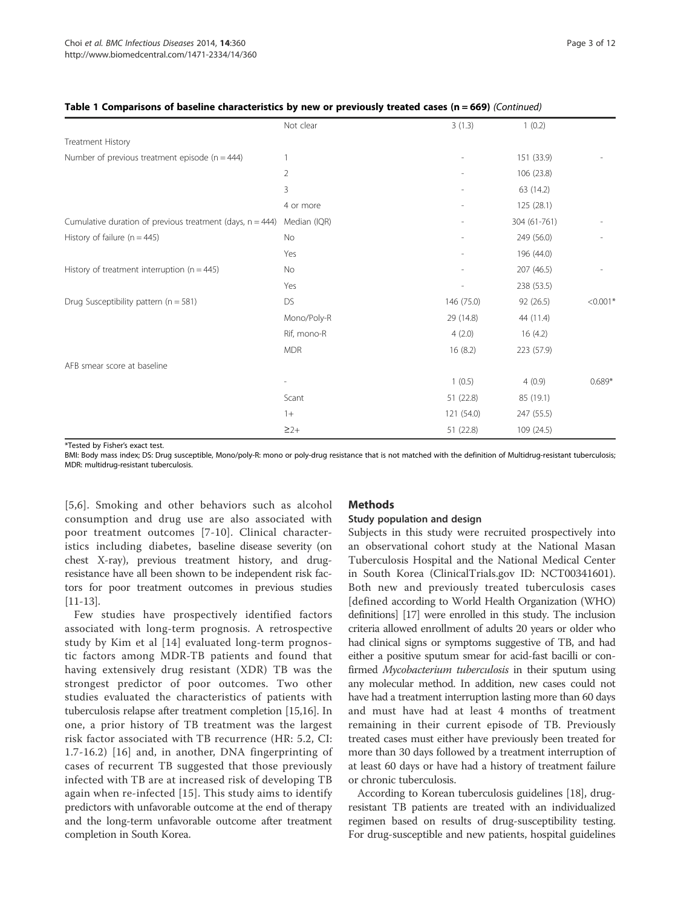**Table 1 Comparisons of baseline characteristics by new or previously treated cases (n = 669)** *(Continued)*

| | | | | |
|---|---|---|---|---|
| | Not clear | 3 (1.3) | 1 (0.2) | |
| Treatment History | | | | |
| Number of previous treatment episode (n = 444) | 1 | - | 151 (33.9) | - |
| | 2 | - | 106 (23.8) | |
| | 3 | - | 63 (14.2) | |
| | 4 or more | - | 125 (28.1) | |
| Cumulative duration of previous treatment (days, n = 444) | Median (IQR) | - | 304 (61-761) | - |
| History of failure (n = 445) | No | - | 249 (56.0) | - |
| | Yes | - | 196 (44.0) | |
| History of treatment interruption (n = 445) | No | - | 207 (46.5) | - |
| | Yes | - | 238 (53.5) | |
| Drug Susceptibility pattern (n = 581) | DS | 146 (75.0) | 92 (26.5) | <0.001* |
| | Mono/Poly-R | 29 (14.8) | 44 (11.4) | |
| | Rif, mono-R | 4 (2.0) | 16 (4.2) | |
| | MDR | 16 (8.2) | 223 (57.9) | |
| AFB smear score at baseline | | | | |
| | - | 1 (0.5) | 4 (0.9) | 0.689* |
| | Scant | 51 (22.8) | 85 (19.1) | |
| | 1+ | 121 (54.0) | 247 (55.5) | |
| | ≥2+ | 51 (22.8) | 109 (24.5) | |

*Tested by Fisher's exact test.

BMI: Body mass index; DS: Drug susceptible, Mono/poly-R: mono or poly-drug resistance that is not matched with the definition of Multidrug-resistant tuberculosis; MDR: multidrug-resistant tuberculosis.

[5,6]. Smoking and other behaviors such as alcohol consumption and drug use are also associated with poor treatment outcomes [7-10]. Clinical characteristics including diabetes, baseline disease severity (on chest X-ray), previous treatment history, and drug-resistance have all been shown to be independent risk factors for poor treatment outcomes in previous studies [11-13].

Few studies have prospectively identified factors associated with long-term prognosis. A retrospective study by Kim et al [14] evaluated long-term prognostic factors among MDR-TB patients and found that having extensively drug resistant (XDR) TB was the strongest predictor of poor outcomes. Two other studies evaluated the characteristics of patients with tuberculosis relapse after treatment completion [15,16]. In one, a prior history of TB treatment was the largest risk factor associated with TB recurrence (HR: 5.2, CI: 1.7-16.2) [16] and, in another, DNA fingerprinting of cases of recurrent TB suggested that those previously infected with TB are at increased risk of developing TB again when re-infected [15]. This study aims to identify predictors with unfavorable outcome at the end of therapy and the long-term unfavorable outcome after treatment completion in South Korea.

## Methods

### Study population and design

Subjects in this study were recruited prospectively into an observational cohort study at the National Masan Tuberculosis Hospital and the National Medical Center in South Korea (ClinicalTrials.gov ID: NCT00341601). Both new and previously treated tuberculosis cases [defined according to World Health Organization (WHO) definitions] [17] were enrolled in this study. The inclusion criteria allowed enrollment of adults 20 years or older who had clinical signs or symptoms suggestive of TB, and had either a positive sputum smear for acid-fast bacilli or confirmed *Mycobacterium tuberculosis* in their sputum using any molecular method. In addition, new cases could not have had a treatment interruption lasting more than 60 days and must have had at least 4 months of treatment remaining in their current episode of TB. Previously treated cases must either have previously been treated for more than 30 days followed by a treatment interruption of at least 60 days or have had a history of treatment failure or chronic tuberculosis.

According to Korean tuberculosis guidelines [18], drug-resistant TB patients are treated with an individualized regimen based on results of drug-susceptibility testing. For drug-susceptible and new patients, hospital guidelines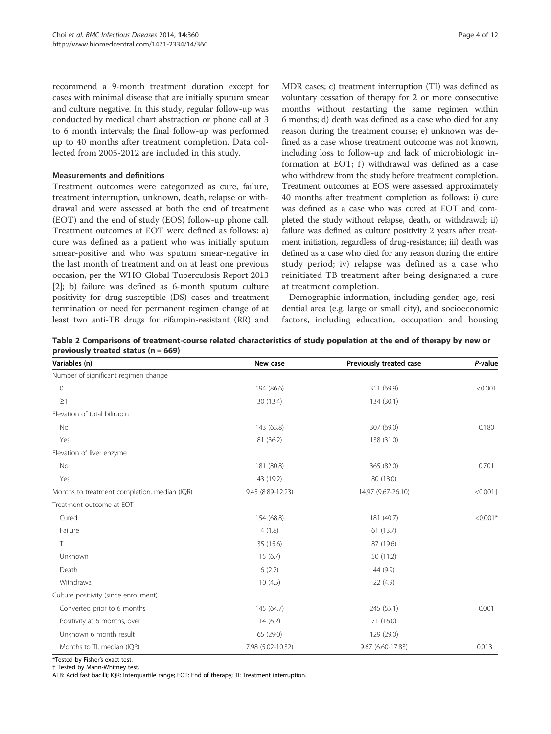recommend a 9-month treatment duration except for cases with minimal disease that are initially sputum smear and culture negative. In this study, regular follow-up was conducted by medical chart abstraction or phone call at 3 to 6 month intervals; the final follow-up was performed up to 40 months after treatment completion. Data collected from 2005-2012 are included in this study.

### Measurements and definitions

Treatment outcomes were categorized as cure, failure, treatment interruption, unknown, death, relapse or withdrawal and were assessed at both the end of treatment (EOT) and the end of study (EOS) follow-up phone call. Treatment outcomes at EOT were defined as follows: a) cure was defined as a patient who was initially sputum smear-positive and who was sputum smear-negative in the last month of treatment and on at least one previous occasion, per the WHO Global Tuberculosis Report 2013 [2]; b) failure was defined as 6-month sputum culture positivity for drug-susceptible (DS) cases and treatment termination or need for permanent regimen change of at least two anti-TB drugs for rifampin-resistant (RR) and MDR cases; c) treatment interruption (TI) was defined as voluntary cessation of therapy for 2 or more consecutive months without restarting the same regimen within 6 months; d) death was defined as a case who died for any reason during the treatment course; e) unknown was defined as a case whose treatment outcome was not known, including loss to follow-up and lack of microbiologic information at EOT; f) withdrawal was defined as a case who withdrew from the study before treatment completion. Treatment outcomes at EOS were assessed approximately 40 months after treatment completion as follows: i) cure was defined as a case who was cured at EOT and completed the study without relapse, death, or withdrawal; ii) failure was defined as culture positivity 2 years after treatment initiation, regardless of drug-resistance; iii) death was defined as a case who died for any reason during the entire study period; iv) relapse was defined as a case who reinitiated TB treatment after being designated a cure at treatment completion.

Demographic information, including gender, age, residential area (e.g. large or small city), and socioeconomic factors, including education, occupation and housing

**Table 2 Comparisons of treatment-course related characteristics of study population at the end of therapy by new or previously treated status (n = 669)**

| Variables (n) | New case | Previously treated case | *P*-value |
|---|---|---|---|
| Number of significant regimen change | | | |
| 0 | 194 (86.6) | 311 (69.9) | <0.001 |
| ≥1 | 30 (13.4) | 134 (30.1) | |
| Elevation of total bilirubin | | | |
| No | 143 (63.8) | 307 (69.0) | 0.180 |
| Yes | 81 (36.2) | 138 (31.0) | |
| Elevation of liver enzyme | | | |
| No | 181 (80.8) | 365 (82.0) | 0.701 |
| Yes | 43 (19.2) | 80 (18.0) | |
| Months to treatment completion, median (IQR) | 9.45 (8.89-12.23) | 14.97 (9.67-26.10) | <0.001† |
| Treatment outcome at EOT | | | |
| Cured | 154 (68.8) | 181 (40.7) | <0.001* |
| Failure | 4 (1.8) | 61 (13.7) | |
| TI | 35 (15.6) | 87 (19.6) | |
| Unknown | 15 (6.7) | 50 (11.2) | |
| Death | 6 (2.7) | 44 (9.9) | |
| Withdrawal | 10 (4.5) | 22 (4.9) | |
| Culture positivity (since enrollment) | | | |
| Converted prior to 6 months | 145 (64.7) | 245 (55.1) | 0.001 |
| Positivity at 6 months, over | 14 (6.2) | 71 (16.0) | |
| Unknown 6 month result | 65 (29.0) | 129 (29.0) | |
| Months to TI, median (IQR) | 7.98 (5.02-10.32) | 9.67 (6.60-17.83) | 0.013† |

*Tested by Fisher's exact test.
† Tested by Mann-Whitney test.
AFB: Acid fast bacilli; IQR: Interquartile range; EOT: End of therapy; TI: Treatment interruption.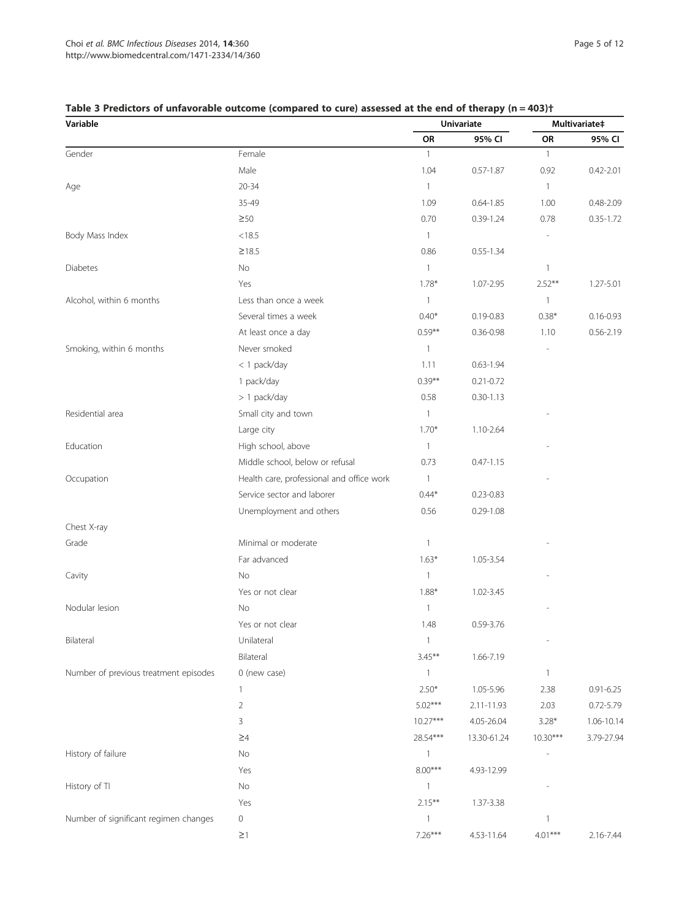**Table 3 Predictors of unfavorable outcome (compared to cure) assessed at the end of therapy (n = 403)†**

| Variable | | Univariate | | Multivariate‡ | |
|---|---|---|---|---|---|
| | | OR | 95% CI | OR | 95% CI |
| Gender | Female | 1 | | 1 | |
| | Male | 1.04 | 0.57-1.87 | 0.92 | 0.42-2.01 |
| Age | 20-34 | 1 | | 1 | |
| | 35-49 | 1.09 | 0.64-1.85 | 1.00 | 0.48-2.09 |
| | ≥50 | 0.70 | 0.39-1.24 | 0.78 | 0.35-1.72 |
| Body Mass Index | <18.5 | 1 | | - | |
| | ≥18.5 | 0.86 | 0.55-1.34 | | |
| Diabetes | No | 1 | | 1 | |
| | Yes | 1.78* | 1.07-2.95 | 2.52** | 1.27-5.01 |
| Alcohol, within 6 months | Less than once a week | 1 | | 1 | |
| | Several times a week | 0.40* | 0.19-0.83 | 0.38* | 0.16-0.93 |
| | At least once a day | 0.59** | 0.36-0.98 | 1.10 | 0.56-2.19 |
| Smoking, within 6 months | Never smoked | 1 | | - | |
| | < 1 pack/day | 1.11 | 0.63-1.94 | | |
| | 1 pack/day | 0.39** | 0.21-0.72 | | |
| | > 1 pack/day | 0.58 | 0.30-1.13 | | |
| Residential area | Small city and town | 1 | | - | |
| | Large city | 1.70* | 1.10-2.64 | | |
| Education | High school, above | 1 | | - | |
| | Middle school, below or refusal | 0.73 | 0.47-1.15 | | |
| Occupation | Health care, professional and office work | 1 | | - | |
| | Service sector and laborer | 0.44* | 0.23-0.83 | | |
| | Unemployment and others | 0.56 | 0.29-1.08 | | |
| Chest X-ray | | | | | |
| Grade | Minimal or moderate | 1 | | - | |
| | Far advanced | 1.63* | 1.05-3.54 | | |
| Cavity | No | 1 | | - | |
| | Yes or not clear | 1.88* | 1.02-3.45 | | |
| Nodular lesion | No | 1 | | - | |
| | Yes or not clear | 1.48 | 0.59-3.76 | | |
| Bilateral | Unilateral | 1 | | - | |
| | Bilateral | 3.45** | 1.66-7.19 | | |
| Number of previous treatment episodes | 0 (new case) | 1 | | 1 | |
| | 1 | 2.50* | 1.05-5.96 | 2.38 | 0.91-6.25 |
| | 2 | 5.02*** | 2.11-11.93 | 2.03 | 0.72-5.79 |
| | 3 | 10.27*** | 4.05-26.04 | 3.28* | 1.06-10.14 |
| | ≥4 | 28.54*** | 13.30-61.24 | 10.30*** | 3.79-27.94 |
| History of failure | No | 1 | | - | |
| | Yes | 8.00*** | 4.93-12.99 | | |
| History of TI | No | 1 | | - | |
| | Yes | 2.15** | 1.37-3.38 | | |
| Number of significant regimen changes | 0 | 1 | | 1 | |
| | ≥1 | 7.26*** | 4.53-11.64 | 4.01*** | 2.16-7.44 |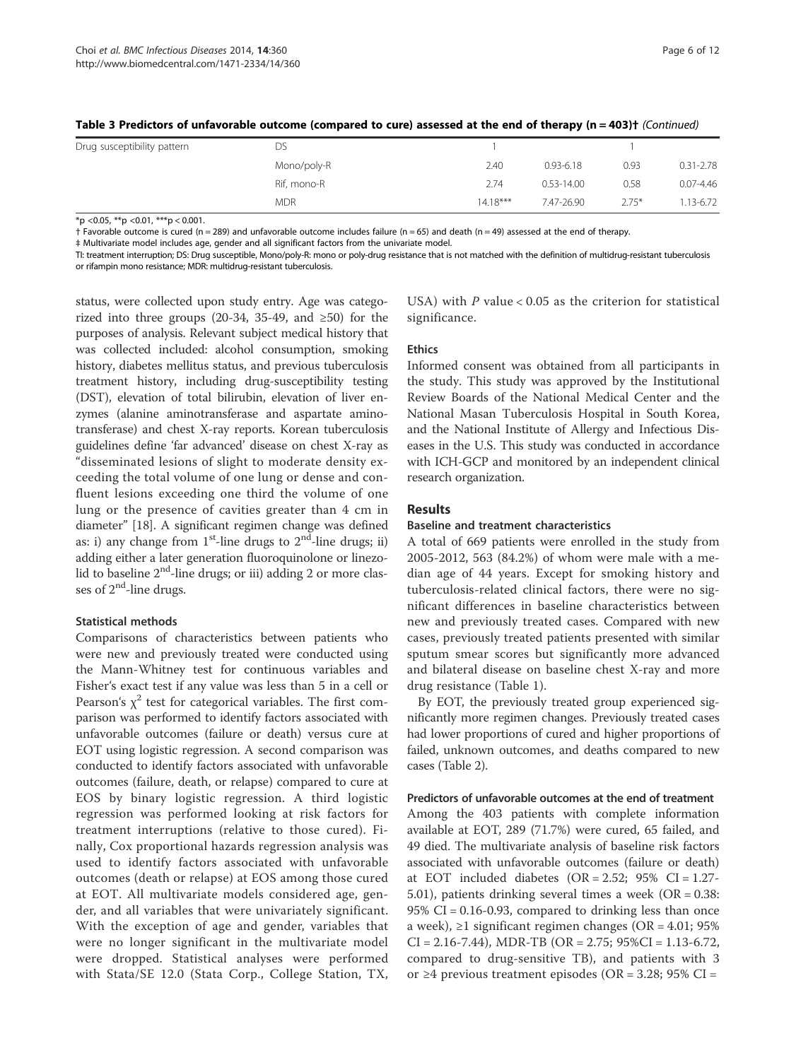**Table 3 Predictors of unfavorable outcome (compared to cure) assessed at the end of therapy (n = 403)†** *(Continued)*

| | | | | | |
|---|---|---|---|---|---|
| Drug susceptibility pattern | DS | 1 | | 1 | |
| | Mono/poly-R | 2.40 | 0.93-6.18 | 0.93 | 0.31-2.78 |
| | Rif, mono-R | 2.74 | 0.53-14.00 | 0.58 | 0.07-4.46 |
| | MDR | 14.18*** | 7.47-26.90 | 2.75* | 1.13-6.72 |

*p <0.05, **p <0.01, ***p < 0.001.

† Favorable outcome is cured (n = 289) and unfavorable outcome includes failure (n = 65) and death (n = 49) assessed at the end of therapy.

‡ Multivariate model includes age, gender and all significant factors from the univariate model.

TI: treatment interruption; DS: Drug susceptible, Mono/poly-R: mono or poly-drug resistance that is not matched with the definition of multidrug-resistant tuberculosis or rifampin mono resistance; MDR: multidrug-resistant tuberculosis.

status, were collected upon study entry. Age was categorized into three groups (20-34, 35-49, and ≥50) for the purposes of analysis. Relevant subject medical history that was collected included: alcohol consumption, smoking history, diabetes mellitus status, and previous tuberculosis treatment history, including drug-susceptibility testing (DST), elevation of total bilirubin, elevation of liver enzymes (alanine aminotransferase and aspartate aminotransferase) and chest X-ray reports. Korean tuberculosis guidelines define 'far advanced' disease on chest X-ray as "disseminated lesions of slight to moderate density exceeding the total volume of one lung or dense and confluent lesions exceeding one third the volume of one lung or the presence of cavities greater than 4 cm in diameter" [18]. A significant regimen change was defined as: i) any change from 1st-line drugs to 2nd-line drugs; ii) adding either a later generation fluoroquinolone or linezolid to baseline 2nd-line drugs; or iii) adding 2 or more classes of 2nd-line drugs.

#### Statistical methods

Comparisons of characteristics between patients who were new and previously treated were conducted using the Mann-Whitney test for continuous variables and Fisher's exact test if any value was less than 5 in a cell or Pearson's $\chi^2$ test for categorical variables. The first comparison was performed to identify factors associated with unfavorable outcomes (failure or death) versus cure at EOT using logistic regression. A second comparison was conducted to identify factors associated with unfavorable outcomes (failure, death, or relapse) compared to cure at EOS by binary logistic regression. A third logistic regression was performed looking at risk factors for treatment interruptions (relative to those cured). Finally, Cox proportional hazards regression analysis was used to identify factors associated with unfavorable outcomes (death or relapse) at EOS among those cured at EOT. All multivariate models considered age, gender, and all variables that were univariately significant. With the exception of age and gender, variables that were no longer significant in the multivariate model were dropped. Statistical analyses were performed with Stata/SE 12.0 (Stata Corp., College Station, TX, USA) with $P$ value < 0.05 as the criterion for statistical significance.

#### Ethics

Informed consent was obtained from all participants in the study. This study was approved by the Institutional Review Boards of the National Medical Center and the National Masan Tuberculosis Hospital in South Korea, and the National Institute of Allergy and Infectious Diseases in the U.S. This study was conducted in accordance with ICH-GCP and monitored by an independent clinical research organization.

## Results

#### Baseline and treatment characteristics

A total of 669 patients were enrolled in the study from 2005-2012, 563 (84.2%) of whom were male with a median age of 44 years. Except for smoking history and tuberculosis-related clinical factors, there were no significant differences in baseline characteristics between new and previously treated cases. Compared with new cases, previously treated patients presented with similar sputum smear scores but significantly more advanced and bilateral disease on baseline chest X-ray and more drug resistance (Table 1).

By EOT, the previously treated group experienced significantly more regimen changes. Previously treated cases had lower proportions of cured and higher proportions of failed, unknown outcomes, and deaths compared to new cases (Table 2).

#### Predictors of unfavorable outcomes at the end of treatment

Among the 403 patients with complete information available at EOT, 289 (71.7%) were cured, 65 failed, and 49 died. The multivariate analysis of baseline risk factors associated with unfavorable outcomes (failure or death) at EOT included diabetes (OR = 2.52; 95% CI = 1.27-5.01), patients drinking several times a week (OR = 0.38: 95% CI = 0.16-0.93, compared to drinking less than once a week), ≥1 significant regimen changes (OR = 4.01; 95% CI = 2.16-7.44), MDR-TB (OR = 2.75; 95%CI = 1.13-6.72, compared to drug-sensitive TB), and patients with 3 or ≥4 previous treatment episodes (OR = 3.28; 95% CI =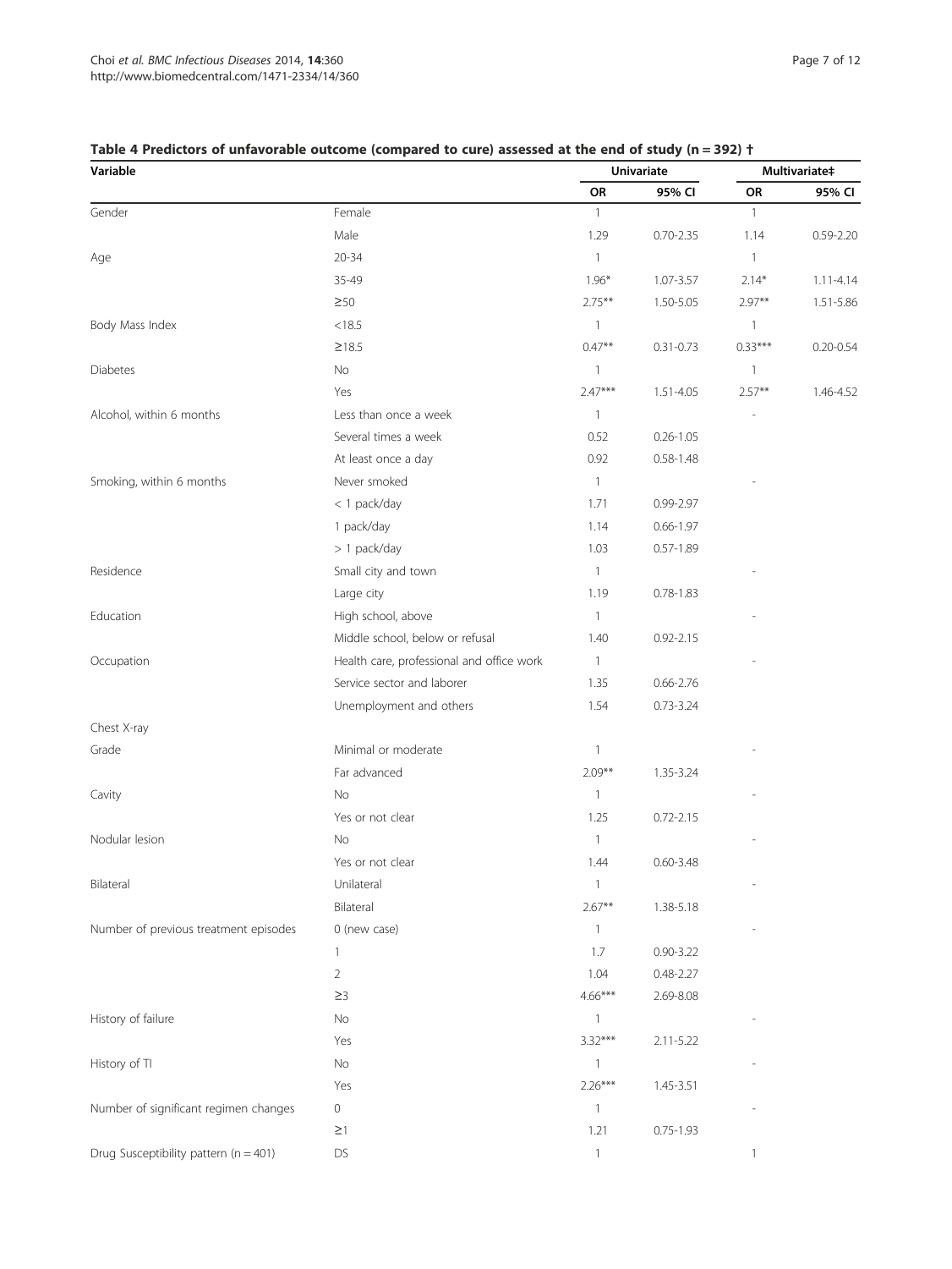**Table 4 Predictors of unfavorable outcome (compared to cure) assessed at the end of study (n = 392) †**

| Variable | | Univariate | | Multivariate‡ | |
|---|---|---|---|---|---|
| | | OR | 95% CI | OR | 95% CI |
| Gender | Female | 1 | | 1 | |
| | Male | 1.29 | 0.70-2.35 | 1.14 | 0.59-2.20 |
| Age | 20-34 | 1 | | 1 | |
| | 35-49 | 1.96* | 1.07-3.57 | 2.14* | 1.11-4.14 |
| | ≥50 | 2.75** | 1.50-5.05 | 2.97** | 1.51-5.86 |
| Body Mass Index | <18.5 | 1 | | 1 | |
| | ≥18.5 | 0.47** | 0.31-0.73 | 0.33*** | 0.20-0.54 |
| Diabetes | No | 1 | | 1 | |
| | Yes | 2.47*** | 1.51-4.05 | 2.57** | 1.46-4.52 |
| Alcohol, within 6 months | Less than once a week | 1 | | - | |
| | Several times a week | 0.52 | 0.26-1.05 | | |
| | At least once a day | 0.92 | 0.58-1.48 | | |
| Smoking, within 6 months | Never smoked | 1 | | - | |
| | < 1 pack/day | 1.71 | 0.99-2.97 | | |
| | 1 pack/day | 1.14 | 0.66-1.97 | | |
| | > 1 pack/day | 1.03 | 0.57-1.89 | | |
| Residence | Small city and town | 1 | | - | |
| | Large city | 1.19 | 0.78-1.83 | | |
| Education | High school, above | 1 | | - | |
| | Middle school, below or refusal | 1.40 | 0.92-2.15 | | |
| Occupation | Health care, professional and office work | 1 | | - | |
| | Service sector and laborer | 1.35 | 0.66-2.76 | | |
| | Unemployment and others | 1.54 | 0.73-3.24 | | |
| Chest X-ray | | | | | |
| Grade | Minimal or moderate | 1 | | - | |
| | Far advanced | 2.09** | 1.35-3.24 | | |
| Cavity | No | 1 | | - | |
| | Yes or not clear | 1.25 | 0.72-2.15 | | |
| Nodular lesion | No | 1 | | - | |
| | Yes or not clear | 1.44 | 0.60-3.48 | | |
| Bilateral | Unilateral | 1 | | - | |
| | Bilateral | 2.67** | 1.38-5.18 | | |
| Number of previous treatment episodes | 0 (new case) | 1 | | - | |
| | 1 | 1.7 | 0.90-3.22 | | |
| | 2 | 1.04 | 0.48-2.27 | | |
| | ≥3 | 4.66*** | 2.69-8.08 | | |
| History of failure | No | 1 | | - | |
| | Yes | 3.32*** | 2.11-5.22 | | |
| History of TI | No | 1 | | - | |
| | Yes | 2.26*** | 1.45-3.51 | | |
| Number of significant regimen changes | 0 | 1 | | - | |
| | ≥1 | 1.21 | 0.75-1.93 | | |
| Drug Susceptibility pattern (n = 401) | DS | 1 | | 1 | |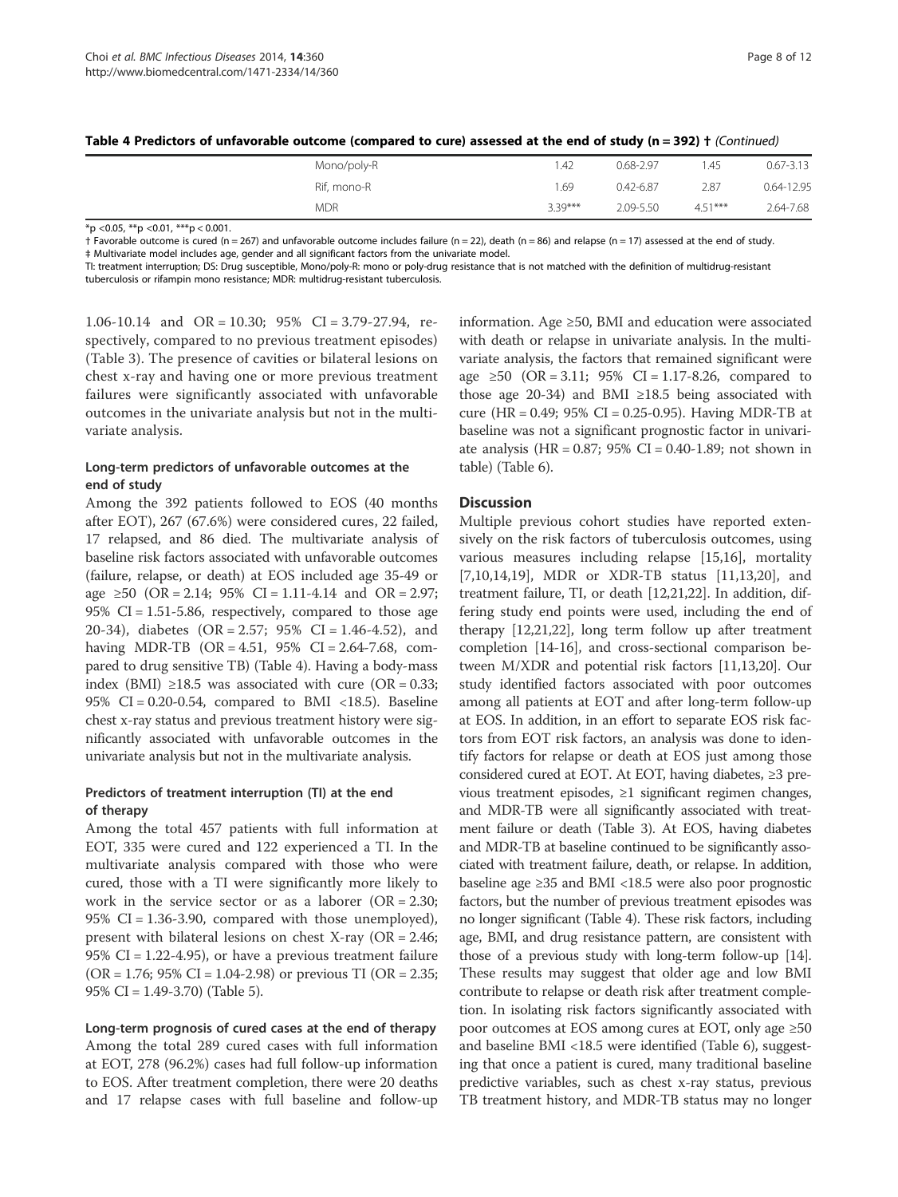**Table 4 Predictors of unfavorable outcome (compared to cure) assessed at the end of study (n = 392) † *(Continued)***

| | | | | | |
|---|---|---|---|---|---|
| | Mono/poly-R | 1.42 | 0.68-2.97 | 1.45 | 0.67-3.13 |
| | Rif, mono-R | 1.69 | 0.42-6.87 | 2.87 | 0.64-12.95 |
| | MDR | 3.39*** | 2.09-5.50 | 4.51*** | 2.64-7.68 |

*p <0.05, **p <0.01, ***p < 0.001.

† Favorable outcome is cured (n = 267) and unfavorable outcome includes failure (n = 22), death (n = 86) and relapse (n = 17) assessed at the end of study.

‡ Multivariate model includes age, gender and all significant factors from the univariate model.

TI: treatment interruption; DS: Drug susceptible, Mono/poly-R: mono or poly-drug resistance that is not matched with the definition of multidrug-resistant tuberculosis or rifampin mono resistance; MDR: multidrug-resistant tuberculosis.

1.06-10.14 and OR = 10.30; 95% CI = 3.79-27.94, respectively, compared to no previous treatment episodes) (Table 3). The presence of cavities or bilateral lesions on chest x-ray and having one or more previous treatment failures were significantly associated with unfavorable outcomes in the univariate analysis but not in the multivariate analysis.

### Long-term predictors of unfavorable outcomes at the end of study

Among the 392 patients followed to EOS (40 months after EOT), 267 (67.6%) were considered cures, 22 failed, 17 relapsed, and 86 died. The multivariate analysis of baseline risk factors associated with unfavorable outcomes (failure, relapse, or death) at EOS included age 35-49 or age ≥50 (OR = 2.14; 95% CI = 1.11-4.14 and OR = 2.97; 95% CI = 1.51-5.86, respectively, compared to those age 20-34), diabetes (OR = 2.57; 95% CI = 1.46-4.52), and having MDR-TB (OR = 4.51, 95% CI = 2.64-7.68, compared to drug sensitive TB) (Table 4). Having a body-mass index (BMI) ≥18.5 was associated with cure (OR = 0.33; 95% CI = 0.20-0.54, compared to BMI <18.5). Baseline chest x-ray status and previous treatment history were significantly associated with unfavorable outcomes in the univariate analysis but not in the multivariate analysis.

### Predictors of treatment interruption (TI) at the end of therapy

Among the total 457 patients with full information at EOT, 335 were cured and 122 experienced a TI. In the multivariate analysis compared with those who were cured, those with a TI were significantly more likely to work in the service sector or as a laborer (OR = 2.30; 95% CI = 1.36-3.90, compared with those unemployed), present with bilateral lesions on chest X-ray (OR = 2.46; 95% CI = 1.22-4.95), or have a previous treatment failure (OR = 1.76; 95% CI = 1.04-2.98) or previous TI (OR = 2.35; 95% CI = 1.49-3.70) (Table 5).

### Long-term prognosis of cured cases at the end of therapy

Among the total 289 cured cases with full information at EOT, 278 (96.2%) cases had full follow-up information to EOS. After treatment completion, there were 20 deaths and 17 relapse cases with full baseline and follow-up information. Age ≥50, BMI and education were associated with death or relapse in univariate analysis. In the multivariate analysis, the factors that remained significant were age ≥50 (OR = 3.11; 95% CI = 1.17-8.26, compared to those age 20-34) and BMI ≥18.5 being associated with cure (HR = 0.49; 95% CI = 0.25-0.95). Having MDR-TB at baseline was not a significant prognostic factor in univariate analysis (HR = 0.87; 95% CI = 0.40-1.89; not shown in table) (Table 6).

## Discussion

Multiple previous cohort studies have reported extensively on the risk factors of tuberculosis outcomes, using various measures including relapse [15,16], mortality [7,10,14,19], MDR or XDR-TB status [11,13,20], and treatment failure, TI, or death [12,21,22]. In addition, differing study end points were used, including the end of therapy [12,21,22], long term follow up after treatment completion [14-16], and cross-sectional comparison between M/XDR and potential risk factors [11,13,20]. Our study identified factors associated with poor outcomes among all patients at EOT and after long-term follow-up at EOS. In addition, in an effort to separate EOS risk factors from EOT risk factors, an analysis was done to identify factors for relapse or death at EOS just among those considered cured at EOT. At EOT, having diabetes, ≥3 previous treatment episodes, ≥1 significant regimen changes, and MDR-TB were all significantly associated with treatment failure or death (Table 3). At EOS, having diabetes and MDR-TB at baseline continued to be significantly associated with treatment failure, death, or relapse. In addition, baseline age ≥35 and BMI <18.5 were also poor prognostic factors, but the number of previous treatment episodes was no longer significant (Table 4). These risk factors, including age, BMI, and drug resistance pattern, are consistent with those of a previous study with long-term follow-up [14]. These results may suggest that older age and low BMI contribute to relapse or death risk after treatment completion. In isolating risk factors significantly associated with poor outcomes at EOS among cures at EOT, only age ≥50 and baseline BMI <18.5 were identified (Table 6), suggesting that once a patient is cured, many traditional baseline predictive variables, such as chest x-ray status, previous TB treatment history, and MDR-TB status may no longer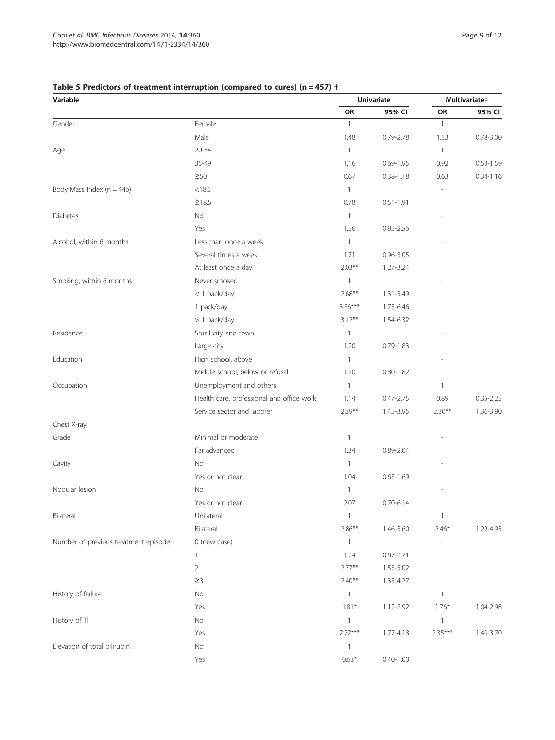**Table 5 Predictors of treatment interruption (compared to cures) (n = 457) †**

| Variable | | Univariate | | Multivariate‡ | |
|---|---|---|---|---|---|
| | | OR | 95% CI | OR | 95% CI |
| Gender | Female | 1 | | 1 | |
| | Male | 1.48 | 0.79-2.78 | 1.53 | 0.78-3.00 |
| Age | 20-34 | 1 | | 1 | |
| | 35-49 | 1.16 | 0.69-1.95 | 0.92 | 0.53-1.59 |
| | ≥50 | 0.67 | 0.38-1.18 | 0.63 | 0.34-1.16 |
| Body Mass Index (n = 446) | <18.5 | 1 | | - | |
| | ≥18.5 | 0.78 | 0.51-1.91 | | |
| Diabetes | No | 1 | | - | |
| | Yes | 1.56 | 0.95-2.56 | | |
| Alcohol, within 6 months | Less than once a week | 1 | | - | |
| | Several times a week | 1.71 | 0.96-3.05 | | |
| | At least once a day | 2.03** | 1.27-3.24 | | |
| Smoking, within 6 months | Never smoked | 1 | | - | |
| | < 1 pack/day | 2.68** | 1.31-5.49 | | |
| | 1 pack/day | 3.36*** | 1.75-6.46 | | |
| | > 1 pack/day | 3.12** | 1.54-6.32 | | |
| Residence | Small city and town | 1 | | - | |
| | Large city | 1.20 | 0.79-1.83 | | |
| Education | High school, above | 1 | | - | |
| | Middle school, below or refusal | 1.20 | 0.80-1.82 | | |
| Occupation | Unemployment and others | 1 | | 1 | |
| | Health care, professional and office work | 1.14 | 0.47-2.75 | 0.89 | 0.35-2.25 |
| | Service sector and laborer | 2.39** | 1.45-3.95 | 2.30** | 1.36-3.90 |
| Chest X-ray | | | | | |
| Grade | Minimal or moderate | 1 | | - | |
| | Far advanced | 1.34 | 0.89-2.04 | | |
| Cavity | No | 1 | | - | |
| | Yes or not clear | 1.04 | 0.63-1.69 | | |
| Nodular lesion | No | 1 | | - | |
| | Yes or not clear | 2.07 | 0.70-6.14 | | |
| Bilateral | Unilateral | 1 | | 1 | |
| | Bilateral | 2.86** | 1.46-5.60 | 2.46* | 1.22-4.95 |
| Number of previous treatment episode | 0 (new case) | 1 | | - | |
| | 1 | 1.54 | 0.87-2.71 | | |
| | 2 | 2.77** | 1.53-5.02 | | |
| | ≥3 | 2.40** | 1.35-4.27 | | |
| History of failure | No | 1 | | 1 | |
| | Yes | 1.81* | 1.12-2.92 | 1.76* | 1.04-2.98 |
| History of TI | No | 1 | | 1 | |
| | Yes | 2.72*** | 1.77-4.18 | 2.35*** | 1.49-3.70 |
| Elevation of total bilirubin | No | 1 | | | |
| | Yes | 0.63* | 0.40-1.00 | | |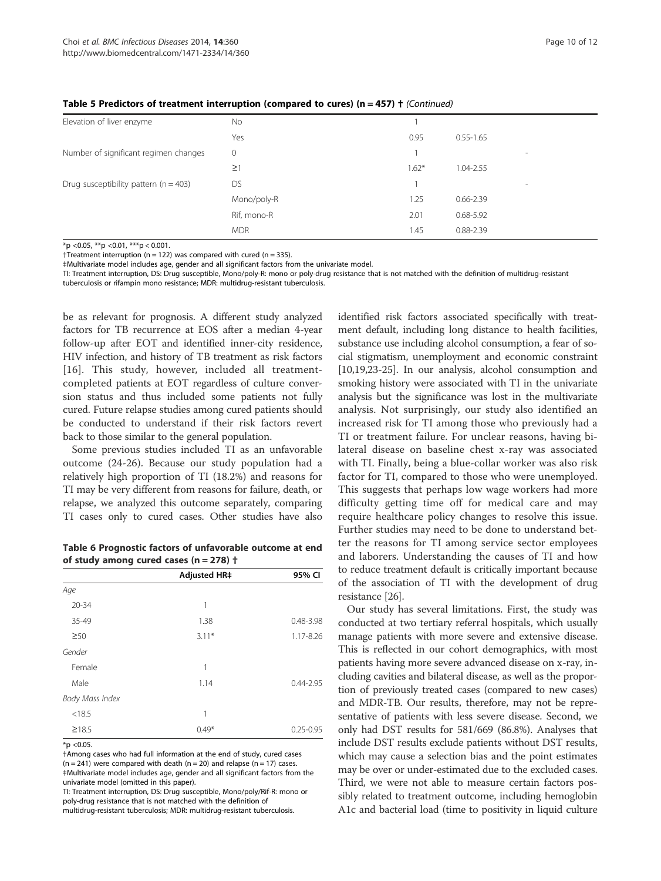**Table 5 Predictors of treatment interruption (compared to cures) (n = 457) † (Continued)**

| | | | | |
|---|---|---|---|---|
| Elevation of liver enzyme | No | 1 | | |
| | Yes | 0.95 | 0.55-1.65 | |
| Number of significant regimen changes | 0 | 1 | | - |
| | ≥1 | 1.62* | 1.04-2.55 | |
| Drug susceptibility pattern (n = 403) | DS | 1 | | - |
| | Mono/poly-R | 1.25 | 0.66-2.39 | |
| | Rif, mono-R | 2.01 | 0.68-5.92 | |
| | MDR | 1.45 | 0.88-2.39 | |

*p <0.05, **p <0.01, ***p < 0.001.
†Treatment interruption (n = 122) was compared with cured (n = 335).
‡Multivariate model includes age, gender and all significant factors from the univariate model.
TI: Treatment interruption, DS: Drug susceptible, Mono/poly-R: mono or poly-drug resistance that is not matched with the definition of multidrug-resistant tuberculosis or rifampin mono resistance; MDR: multidrug-resistant tuberculosis.

be as relevant for prognosis. A different study analyzed factors for TB recurrence at EOS after a median 4-year follow-up after EOT and identified inner-city residence, HIV infection, and history of TB treatment as risk factors [16]. This study, however, included all treatment-completed patients at EOT regardless of culture conversion status and thus included some patients not fully cured. Future relapse studies among cured patients should be conducted to understand if their risk factors revert back to those similar to the general population.

Some previous studies included TI as an unfavorable outcome (24-26). Because our study population had a relatively high proportion of TI (18.2%) and reasons for TI may be very different from reasons for failure, death, or relapse, we analyzed this outcome separately, comparing TI cases only to cured cases. Other studies have also identified risk factors associated specifically with treatment default, including long distance to health facilities, substance use including alcohol consumption, a fear of social stigmatism, unemployment and economic constraint [10,19,23-25]. In our analysis, alcohol consumption and smoking history were associated with TI in the univariate analysis but the significance was lost in the multivariate analysis. Not surprisingly, our study also identified an increased risk for TI among those who previously had a TI or treatment failure. For unclear reasons, having bilateral disease on baseline chest x-ray was associated with TI. Finally, being a blue-collar worker was also risk factor for TI, compared to those who were unemployed. This suggests that perhaps low wage workers had more difficulty getting time off for medical care and may require healthcare policy changes to resolve this issue. Further studies may need to be done to understand better the reasons for TI among service sector employees and laborers. Understanding the causes of TI and how to reduce treatment default is critically important because of the association of TI with the development of drug resistance [26].

**Table 6 Prognostic factors of unfavorable outcome at end of study among cured cases (n = 278) †**

| | Adjusted HR‡ | 95% CI |
|---|---|---|
| *Age* | | |
| 20-34 | 1 | |
| 35-49 | 1.38 | 0.48-3.98 |
| ≥50 | 3.11* | 1.17-8.26 |
| *Gender* | | |
| Female | 1 | |
| Male | 1.14 | 0.44-2.95 |
| *Body Mass Index* | | |
| <18.5 | 1 | |
| ≥18.5 | 0.49* | 0.25-0.95 |

*p <0.05.
†Among cases who had full information at the end of study, cured cases (n = 241) were compared with death (n = 20) and relapse (n = 17) cases.
‡Multivariate model includes age, gender and all significant factors from the univariate model (omitted in this paper).
TI: Treatment interruption, DS: Drug susceptible, Mono/poly/Rif-R: mono or poly-drug resistance that is not matched with the definition of multidrug-resistant tuberculosis; MDR: multidrug-resistant tuberculosis.

Our study has several limitations. First, the study was conducted at two tertiary referral hospitals, which usually manage patients with more severe and extensive disease. This is reflected in our cohort demographics, with most patients having more severe advanced disease on x-ray, including cavities and bilateral disease, as well as the proportion of previously treated cases (compared to new cases) and MDR-TB. Our results, therefore, may not be representative of patients with less severe disease. Second, we only had DST results for 581/669 (86.8%). Analyses that include DST results exclude patients without DST results, which may cause a selection bias and the point estimates may be over or under-estimated due to the excluded cases. Third, we were not able to measure certain factors possibly related to treatment outcome, including hemoglobin A1c and bacterial load (time to positivity in liquid culture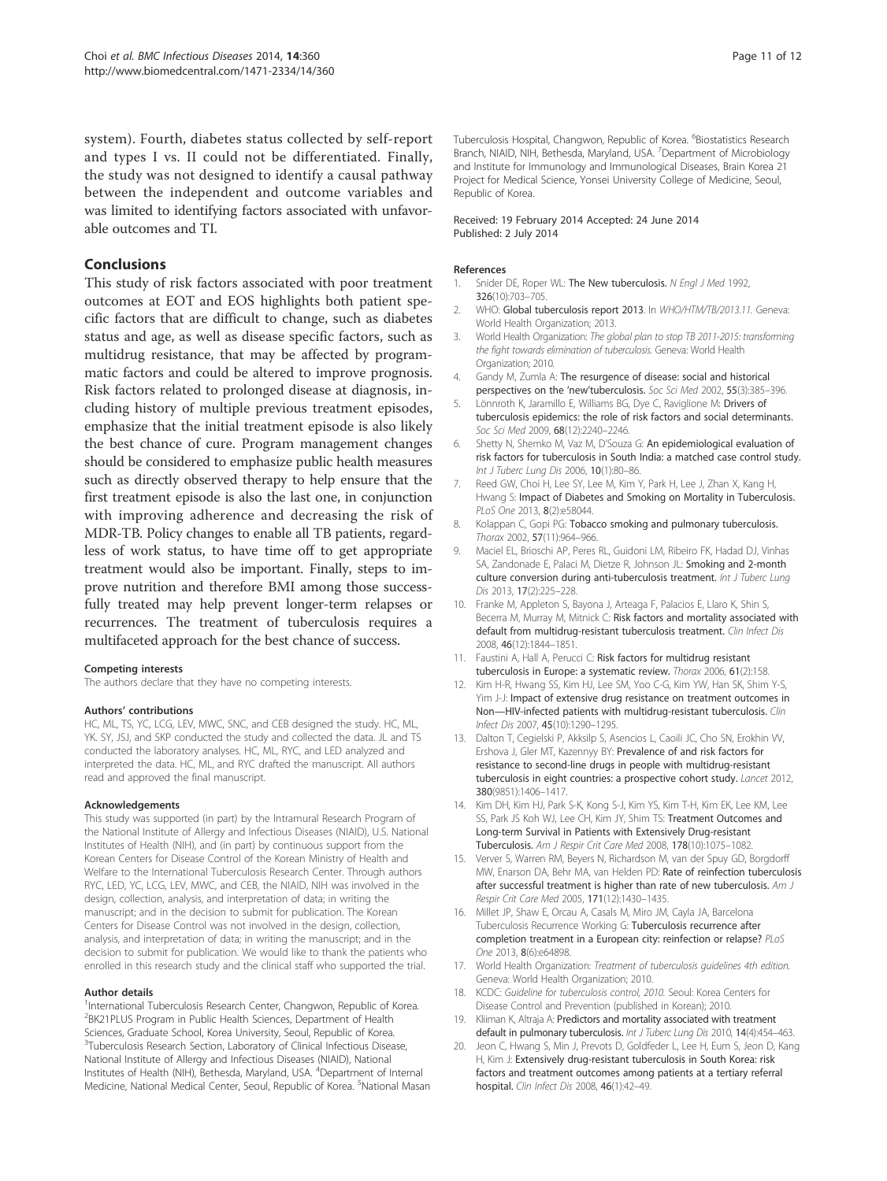system). Fourth, diabetes status collected by self-report and types I vs. II could not be differentiated. Finally, the study was not designed to identify a causal pathway between the independent and outcome variables and was limited to identifying factors associated with unfavorable outcomes and TI.

## Conclusions

This study of risk factors associated with poor treatment outcomes at EOT and EOS highlights both patient specific factors that are difficult to change, such as diabetes status and age, as well as disease specific factors, such as multidrug resistance, that may be affected by programmatic factors and could be altered to improve prognosis. Risk factors related to prolonged disease at diagnosis, including history of multiple previous treatment episodes, emphasize that the initial treatment episode is also likely the best chance of cure. Program management changes should be considered to emphasize public health measures such as directly observed therapy to help ensure that the first treatment episode is also the last one, in conjunction with improving adherence and decreasing the risk of MDR-TB. Policy changes to enable all TB patients, regardless of work status, to have time off to get appropriate treatment would also be important. Finally, steps to improve nutrition and therefore BMI among those successfully treated may help prevent longer-term relapses or recurrences. The treatment of tuberculosis requires a multifaceted approach for the best chance of success.

#### Competing interests

The authors declare that they have no competing interests.

#### Authors' contributions

HC, ML, TS, YC, LCG, LEV, MWC, SNC, and CEB designed the study. HC, ML, YK. SY, JSJ, and SKP conducted the study and collected the data. JL and TS conducted the laboratory analyses. HC, ML, RYC, and LED analyzed and interpreted the data. HC, ML, and RYC drafted the manuscript. All authors read and approved the final manuscript.

#### Acknowledgements

This study was supported (in part) by the Intramural Research Program of the National Institute of Allergy and Infectious Diseases (NIAID), U.S. National Institutes of Health (NIH), and (in part) by continuous support from the Korean Centers for Disease Control of the Korean Ministry of Health and Welfare to the International Tuberculosis Research Center. Through authors RYC, LED, YC, LCG, LEV, MWC, and CEB, the NIAID, NIH was involved in the design, collection, analysis, and interpretation of data; in writing the manuscript; and in the decision to submit for publication. The Korean Centers for Disease Control was not involved in the design, collection, analysis, and interpretation of data; in writing the manuscript; and in the decision to submit for publication. We would like to thank the patients who enrolled in this research study and the clinical staff who supported the trial.

#### Author details

[1]International Tuberculosis Research Center, Changwon, Republic of Korea. [2]BK21PLUS Program in Public Health Sciences, Department of Health Sciences, Graduate School, Korea University, Seoul, Republic of Korea. [3]Tuberculosis Research Section, Laboratory of Clinical Infectious Disease, National Institute of Allergy and Infectious Diseases (NIAID), National Institutes of Health (NIH), Bethesda, Maryland, USA. [4]Department of Internal Medicine, National Medical Center, Seoul, Republic of Korea. [5]National Masan Tuberculosis Hospital, Changwon, Republic of Korea. [6]Biostatistics Research Branch, NIAID, NIH, Bethesda, Maryland, USA. [7]Department of Microbiology and Institute for Immunology and Immunological Diseases, Brain Korea 21 Project for Medical Science, Yonsei University College of Medicine, Seoul, Republic of Korea.

Received: 19 February 2014 Accepted: 24 June 2014
Published: 2 July 2014

#### References

1. Snider DE, Roper WL: **The New tuberculosis.** *N Engl J Med* 1992, **326**(10):703–705.
2. WHO: **Global tuberculosis report 2013**. In *WHO/HTM/TB/2013.11.* Geneva: World Health Organization; 2013.
3. World Health Organization: *The global plan to stop TB 2011-2015: transforming the fight towards elimination of tuberculosis.* Geneva: World Health Organization; 2010.
4. Gandy M, Zumla A: **The resurgence of disease: social and historical perspectives on the 'new'tuberculosis.** *Soc Sci Med* 2002, **55**(3):385–396.
5. Lönnroth K, Jaramillo E, Williams BG, Dye C, Raviglione M: **Drivers of tuberculosis epidemics: the role of risk factors and social determinants.** *Soc Sci Med* 2009, **68**(12):2240–2246.
6. Shetty N, Shemko M, Vaz M, D'Souza G: **An epidemiological evaluation of risk factors for tuberculosis in South India: a matched case control study.** *Int J Tuberc Lung Dis* 2006, **10**(1):80–86.
7. Reed GW, Choi H, Lee SY, Lee M, Kim Y, Park H, Lee J, Zhan X, Kang H, Hwang S: **Impact of Diabetes and Smoking on Mortality in Tuberculosis.** *PLoS One* 2013, **8**(2):e58044.
8. Kolappan C, Gopi PG: **Tobacco smoking and pulmonary tuberculosis.** *Thorax* 2002, **57**(11):964–966.
9. Maciel EL, Brioschi AP, Peres RL, Guidoni LM, Ribeiro FK, Hadad DJ, Vinhas SA, Zandonade E, Palaci M, Dietze R, Johnson JL: **Smoking and 2-month culture conversion during anti-tuberculosis treatment.** *Int J Tuberc Lung Dis* 2013, **17**(2):225–228.
10. Franke M, Appleton S, Bayona J, Arteaga F, Palacios E, Llaro K, Shin S, Becerra M, Murray M, Mitnick C: **Risk factors and mortality associated with default from multidrug-resistant tuberculosis treatment.** *Clin Infect Dis* 2008, **46**(12):1844–1851.
11. Faustini A, Hall A, Perucci C: **Risk factors for multidrug resistant tuberculosis in Europe: a systematic review.** *Thorax* 2006, **61**(2):158.
12. Kim H-R, Hwang SS, Kim HJ, Lee SM, Yoo C-G, Kim YW, Han SK, Shim Y-S, Yim J-J: **Impact of extensive drug resistance on treatment outcomes in Non—HIV-infected patients with multidrug-resistant tuberculosis.** *Clin Infect Dis* 2007, **45**(10):1290–1295.
13. Dalton T, Cegielski P, Akksilp S, Asencios L, Caoili JC, Cho SN, Erokhin VV, Ershova J, Gler MT, Kazennyy BY: **Prevalence of and risk factors for resistance to second-line drugs in people with multidrug-resistant tuberculosis in eight countries: a prospective cohort study.** *Lancet* 2012, **380**(9851):1406–1417.
14. Kim DH, Kim HJ, Park S-K, Kong S-J, Kim YS, Kim T-H, Kim EK, Lee KM, Lee SS, Park JS Koh WJ, Lee CH, Kim JY, Shim TS: **Treatment Outcomes and Long-term Survival in Patients with Extensively Drug-resistant Tuberculosis.** *Am J Respir Crit Care Med* 2008, **178**(10):1075–1082.
15. Verver S, Warren RM, Beyers N, Richardson M, van der Spuy GD, Borgdorff MW, Enarson DA, Behr MA, van Helden PD: **Rate of reinfection tuberculosis after successful treatment is higher than rate of new tuberculosis.** *Am J Respir Crit Care Med* 2005, **171**(12):1430–1435.
16. Millet JP, Shaw E, Orcau A, Casals M, Miro JM, Cayla JA, Barcelona Tuberculosis Recurrence Working G: **Tuberculosis recurrence after completion treatment in a European city: reinfection or relapse?** *PLoS One* 2013, **8**(6):e64898.
17. World Health Organization: *Treatment of tuberculosis guidelines 4th edition.* Geneva: World Health Organization; 2010.
18. KCDC: *Guideline for tuberculosis control, 2010.* Seoul: Korea Centers for Disease Control and Prevention (published in Korean); 2010.
19. Kliiman K, Altraja A: **Predictors and mortality associated with treatment default in pulmonary tuberculosis.** *Int J Tuberc Lung Dis* 2010, **14**(4):454–463.
20. Jeon C, Hwang S, Min J, Prevots D, Goldfeder L, Lee H, Eum S, Jeon D, Kang H, Kim J: **Extensively drug-resistant tuberculosis in South Korea: risk factors and treatment outcomes among patients at a tertiary referral hospital.** *Clin Infect Dis* 2008, **46**(1):42–49.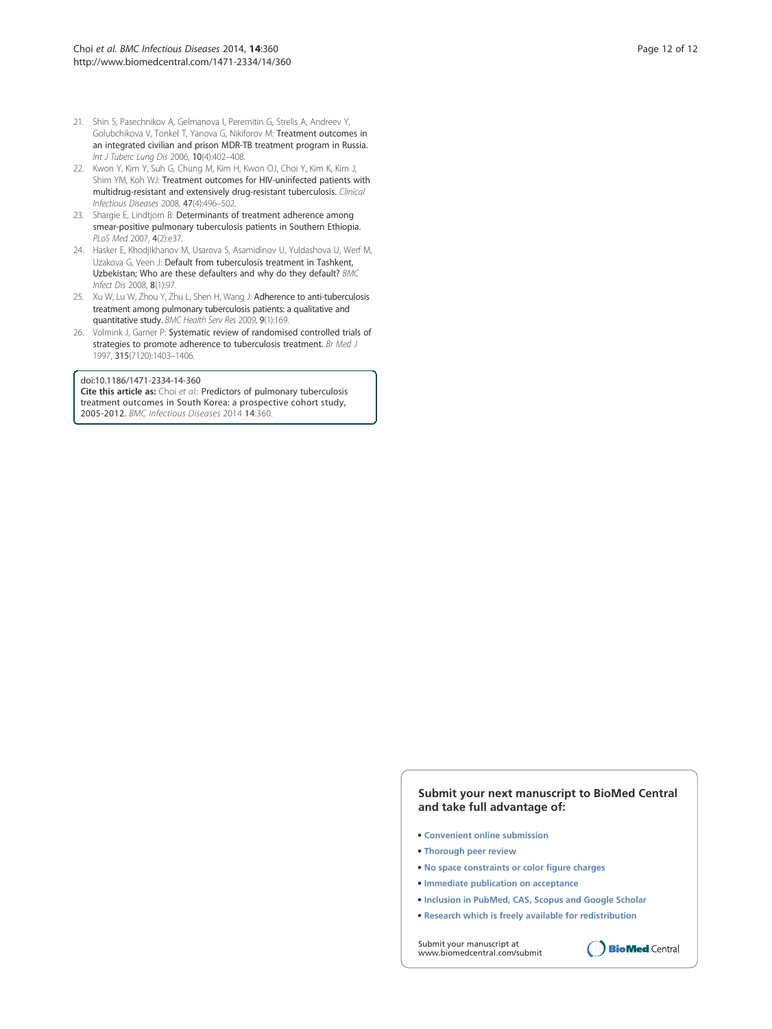21. Shin S, Pasechnikov A, Gelmanova I, Peremitin G, Strelis A, Andreev Y, Golubchikova V, Tonkel T, Yanova G, Nikiforov M: Treatment outcomes in an integrated civilian and prison MDR-TB treatment program in Russia. *Int J Tuberc Lung Dis* 2006, **10**(4):402–408.
22. Kwon Y, Kim Y, Suh G, Chung M, Kim H, Kwon OJ, Choi Y, Kim K, Kim J, Shim YM, Koh WJ: Treatment outcomes for HIV-uninfected patients with multidrug-resistant and extensively drug-resistant tuberculosis. *Clinical Infectious Diseases* 2008, **47**(4):496–502.
23. Shargie E, Lindtjorn B: Determinants of treatment adherence among smear-positive pulmonary tuberculosis patients in Southern Ethiopia. *PLoS Med* 2007, **4**(2):e37.
24. Hasker E, Khodjikhanov M, Usarova S, Asamidinov U, Yuldashova U, Werf M, Uzakova G, Veen J: Default from tuberculosis treatment in Tashkent, Uzbekistan; Who are these defaulters and why do they default? *BMC Infect Dis* 2008, **8**(1):97.
25. Xu W, Lu W, Zhou Y, Zhu L, Shen H, Wang J: Adherence to anti-tuberculosis treatment among pulmonary tuberculosis patients: a qualitative and quantitative study. *BMC Health Serv Res* 2009, **9**(1):169.
26. Volmink J, Garner P: Systematic review of randomised controlled trials of strategies to promote adherence to tuberculosis treatment. *Br Med J* 1997, **315**(7120):1403–1406.

doi:10.1186/1471-2334-14-360
**Cite this article as:** Choi *et al.*: Predictors of pulmonary tuberculosis treatment outcomes in South Korea: a prospective cohort study, 2005-2012. *BMC Infectious Diseases* 2014 **14**:360.

**Submit your next manuscript to BioMed Central and take full advantage of:**

- **Convenient online submission**
- **Thorough peer review**
- **No space constraints or color figure charges**
- **Immediate publication on acceptance**
- **Inclusion in PubMed, CAS, Scopus and Google Scholar**
- **Research which is freely available for redistribution**

Submit your manuscript at
www.biomedcentral.com/submit

BioMed Central